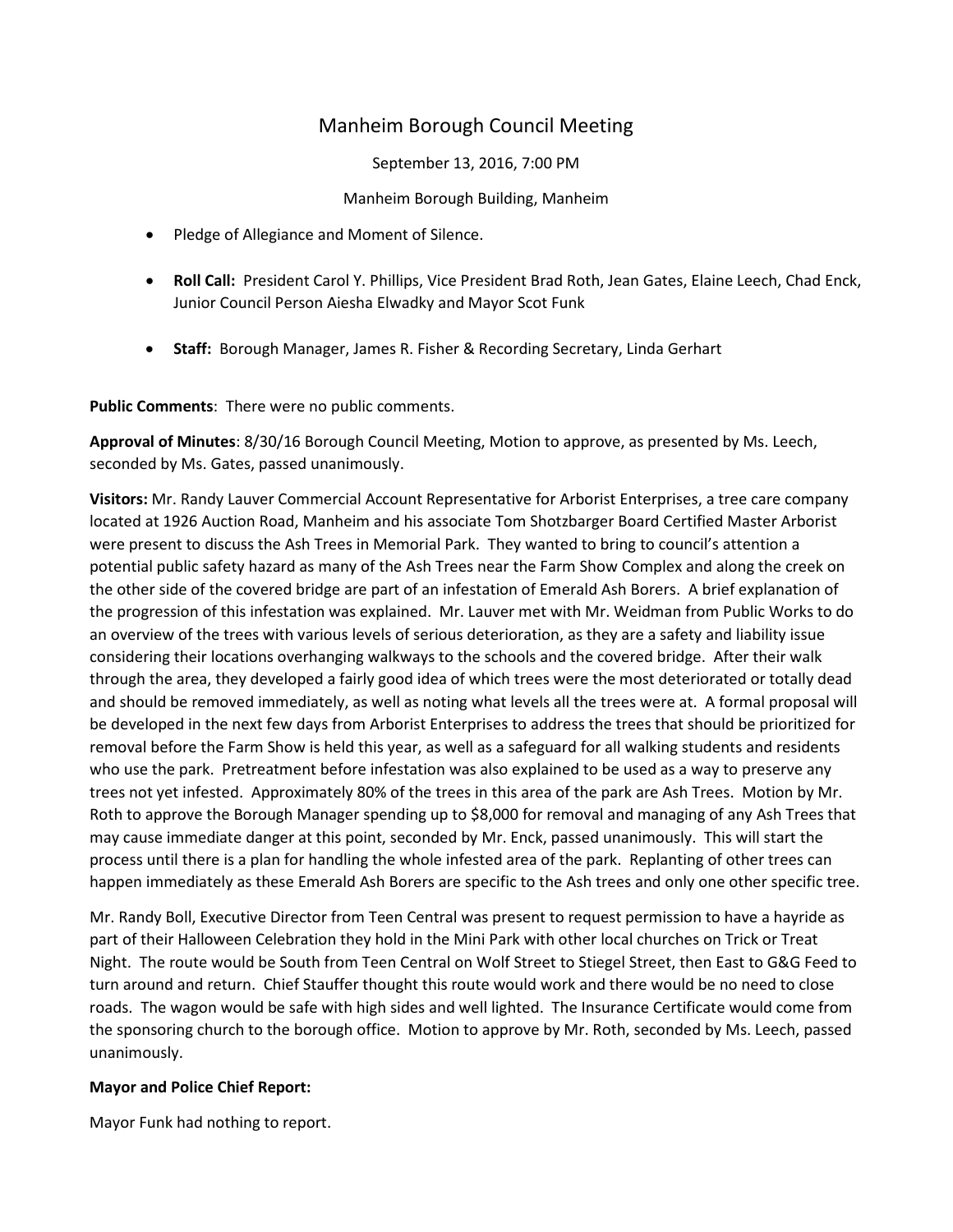# Manheim Borough Council Meeting

September 13, 2016, 7:00 PM

Manheim Borough Building, Manheim

- Pledge of Allegiance and Moment of Silence.
- **Roll Call:** President Carol Y. Phillips, Vice President Brad Roth, Jean Gates, Elaine Leech, Chad Enck, Junior Council Person Aiesha Elwadky and Mayor Scot Funk
- **Staff:** Borough Manager, James R. Fisher & Recording Secretary, Linda Gerhart

**Public Comments**: There were no public comments.

**Approval of Minutes**: 8/30/16 Borough Council Meeting, Motion to approve, as presented by Ms. Leech, seconded by Ms. Gates, passed unanimously.

**Visitors:** Mr. Randy Lauver Commercial Account Representative for Arborist Enterprises, a tree care company located at 1926 Auction Road, Manheim and his associate Tom Shotzbarger Board Certified Master Arborist were present to discuss the Ash Trees in Memorial Park. They wanted to bring to council's attention a potential public safety hazard as many of the Ash Trees near the Farm Show Complex and along the creek on the other side of the covered bridge are part of an infestation of Emerald Ash Borers. A brief explanation of the progression of this infestation was explained. Mr. Lauver met with Mr. Weidman from Public Works to do an overview of the trees with various levels of serious deterioration, as they are a safety and liability issue considering their locations overhanging walkways to the schools and the covered bridge. After their walk through the area, they developed a fairly good idea of which trees were the most deteriorated or totally dead and should be removed immediately, as well as noting what levels all the trees were at. A formal proposal will be developed in the next few days from Arborist Enterprises to address the trees that should be prioritized for removal before the Farm Show is held this year, as well as a safeguard for all walking students and residents who use the park. Pretreatment before infestation was also explained to be used as a way to preserve any trees not yet infested. Approximately 80% of the trees in this area of the park are Ash Trees. Motion by Mr. Roth to approve the Borough Manager spending up to $8,000 for removal and managing of any Ash Trees that may cause immediate danger at this point, seconded by Mr. Enck, passed unanimously. This will start the process until there is a plan for handling the whole infested area of the park. Replanting of other trees can happen immediately as these Emerald Ash Borers are specific to the Ash trees and only one other specific tree.

Mr. Randy Boll, Executive Director from Teen Central was present to request permission to have a hayride as part of their Halloween Celebration they hold in the Mini Park with other local churches on Trick or Treat Night. The route would be South from Teen Central on Wolf Street to Stiegel Street, then East to G&G Feed to turn around and return. Chief Stauffer thought this route would work and there would be no need to close roads. The wagon would be safe with high sides and well lighted. The Insurance Certificate would come from the sponsoring church to the borough office. Motion to approve by Mr. Roth, seconded by Ms. Leech, passed unanimously.

**Mayor and Police Chief Report:**

Mayor Funk had nothing to report.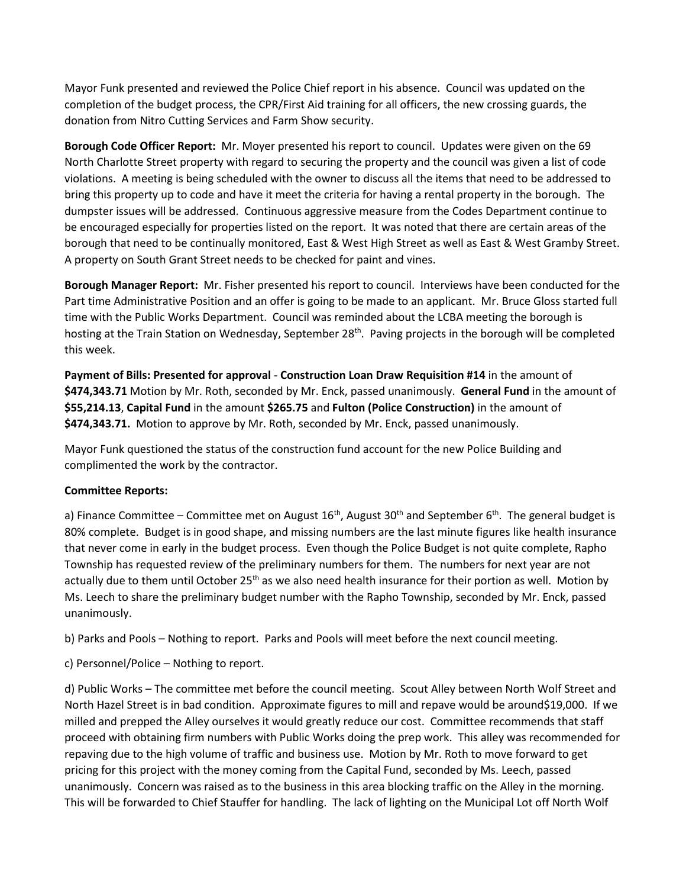Mayor Funk presented and reviewed the Police Chief report in his absence. Council was updated on the completion of the budget process, the CPR/First Aid training for all officers, the new crossing guards, the donation from Nitro Cutting Services and Farm Show security.

**Borough Code Officer Report:** Mr. Moyer presented his report to council. Updates were given on the 69 North Charlotte Street property with regard to securing the property and the council was given a list of code violations. A meeting is being scheduled with the owner to discuss all the items that need to be addressed to bring this property up to code and have it meet the criteria for having a rental property in the borough. The dumpster issues will be addressed. Continuous aggressive measure from the Codes Department continue to be encouraged especially for properties listed on the report. It was noted that there are certain areas of the borough that need to be continually monitored, East & West High Street as well as East & West Gramby Street. A property on South Grant Street needs to be checked for paint and vines.

**Borough Manager Report:** Mr. Fisher presented his report to council. Interviews have been conducted for the Part time Administrative Position and an offer is going to be made to an applicant. Mr. Bruce Gloss started full time with the Public Works Department. Council was reminded about the LCBA meeting the borough is hosting at the Train Station on Wednesday, September 28th. Paving projects in the borough will be completed this week.

**Payment of Bills: Presented for approval** - **Construction Loan Draw Requisition #14** in the amount of **$474,343.71** Motion by Mr. Roth, seconded by Mr. Enck, passed unanimously. **General Fund** in the amount of **$55,214.13**, **Capital Fund** in the amount **$265.75** and **Fulton (Police Construction)** in the amount of **$474,343.71.** Motion to approve by Mr. Roth, seconded by Mr. Enck, passed unanimously.

Mayor Funk questioned the status of the construction fund account for the new Police Building and complimented the work by the contractor.

**Committee Reports:**

a) Finance Committee – Committee met on August 16th, August 30th and September 6th. The general budget is 80% complete. Budget is in good shape, and missing numbers are the last minute figures like health insurance that never come in early in the budget process. Even though the Police Budget is not quite complete, Rapho Township has requested review of the preliminary numbers for them. The numbers for next year are not actually due to them until October 25th as we also need health insurance for their portion as well. Motion by Ms. Leech to share the preliminary budget number with the Rapho Township, seconded by Mr. Enck, passed unanimously.

b) Parks and Pools – Nothing to report. Parks and Pools will meet before the next council meeting.

c) Personnel/Police – Nothing to report.

d) Public Works – The committee met before the council meeting. Scout Alley between North Wolf Street and North Hazel Street is in bad condition. Approximate figures to mill and repave would be around$19,000. If we milled and prepped the Alley ourselves it would greatly reduce our cost. Committee recommends that staff proceed with obtaining firm numbers with Public Works doing the prep work. This alley was recommended for repaving due to the high volume of traffic and business use. Motion by Mr. Roth to move forward to get pricing for this project with the money coming from the Capital Fund, seconded by Ms. Leech, passed unanimously. Concern was raised as to the business in this area blocking traffic on the Alley in the morning. This will be forwarded to Chief Stauffer for handling. The lack of lighting on the Municipal Lot off North Wolf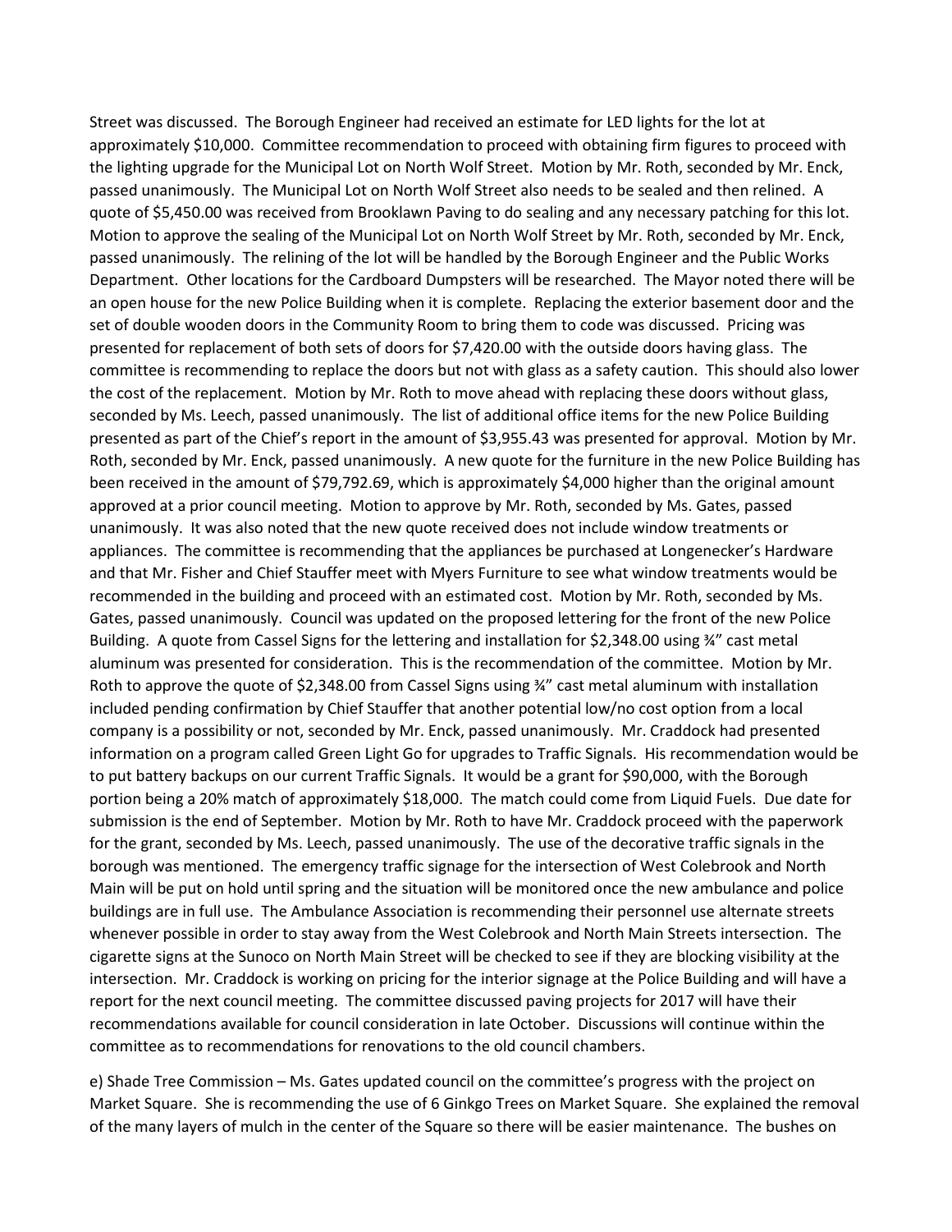Street was discussed. The Borough Engineer had received an estimate for LED lights for the lot at approximately $10,000. Committee recommendation to proceed with obtaining firm figures to proceed with the lighting upgrade for the Municipal Lot on North Wolf Street. Motion by Mr. Roth, seconded by Mr. Enck, passed unanimously. The Municipal Lot on North Wolf Street also needs to be sealed and then relined. A quote of $5,450.00 was received from Brooklawn Paving to do sealing and any necessary patching for this lot. Motion to approve the sealing of the Municipal Lot on North Wolf Street by Mr. Roth, seconded by Mr. Enck, passed unanimously. The relining of the lot will be handled by the Borough Engineer and the Public Works Department. Other locations for the Cardboard Dumpsters will be researched. The Mayor noted there will be an open house for the new Police Building when it is complete. Replacing the exterior basement door and the set of double wooden doors in the Community Room to bring them to code was discussed. Pricing was presented for replacement of both sets of doors for $7,420.00 with the outside doors having glass. The committee is recommending to replace the doors but not with glass as a safety caution. This should also lower the cost of the replacement. Motion by Mr. Roth to move ahead with replacing these doors without glass, seconded by Ms. Leech, passed unanimously. The list of additional office items for the new Police Building presented as part of the Chief's report in the amount of $3,955.43 was presented for approval. Motion by Mr. Roth, seconded by Mr. Enck, passed unanimously. A new quote for the furniture in the new Police Building has been received in the amount of $79,792.69, which is approximately $4,000 higher than the original amount approved at a prior council meeting. Motion to approve by Mr. Roth, seconded by Ms. Gates, passed unanimously. It was also noted that the new quote received does not include window treatments or appliances. The committee is recommending that the appliances be purchased at Longenecker's Hardware and that Mr. Fisher and Chief Stauffer meet with Myers Furniture to see what window treatments would be recommended in the building and proceed with an estimated cost. Motion by Mr. Roth, seconded by Ms. Gates, passed unanimously. Council was updated on the proposed lettering for the front of the new Police Building. A quote from Cassel Signs for the lettering and installation for $2,348.00 using ¾" cast metal aluminum was presented for consideration. This is the recommendation of the committee. Motion by Mr. Roth to approve the quote of $2,348.00 from Cassel Signs using ¾" cast metal aluminum with installation included pending confirmation by Chief Stauffer that another potential low/no cost option from a local company is a possibility or not, seconded by Mr. Enck, passed unanimously. Mr. Craddock had presented information on a program called Green Light Go for upgrades to Traffic Signals. His recommendation would be to put battery backups on our current Traffic Signals. It would be a grant for $90,000, with the Borough portion being a 20% match of approximately $18,000. The match could come from Liquid Fuels. Due date for submission is the end of September. Motion by Mr. Roth to have Mr. Craddock proceed with the paperwork for the grant, seconded by Ms. Leech, passed unanimously. The use of the decorative traffic signals in the borough was mentioned. The emergency traffic signage for the intersection of West Colebrook and North Main will be put on hold until spring and the situation will be monitored once the new ambulance and police buildings are in full use. The Ambulance Association is recommending their personnel use alternate streets whenever possible in order to stay away from the West Colebrook and North Main Streets intersection. The cigarette signs at the Sunoco on North Main Street will be checked to see if they are blocking visibility at the intersection. Mr. Craddock is working on pricing for the interior signage at the Police Building and will have a report for the next council meeting. The committee discussed paving projects for 2017 will have their recommendations available for council consideration in late October. Discussions will continue within the committee as to recommendations for renovations to the old council chambers.

e) Shade Tree Commission – Ms. Gates updated council on the committee's progress with the project on Market Square. She is recommending the use of 6 Ginkgo Trees on Market Square. She explained the removal of the many layers of mulch in the center of the Square so there will be easier maintenance. The bushes on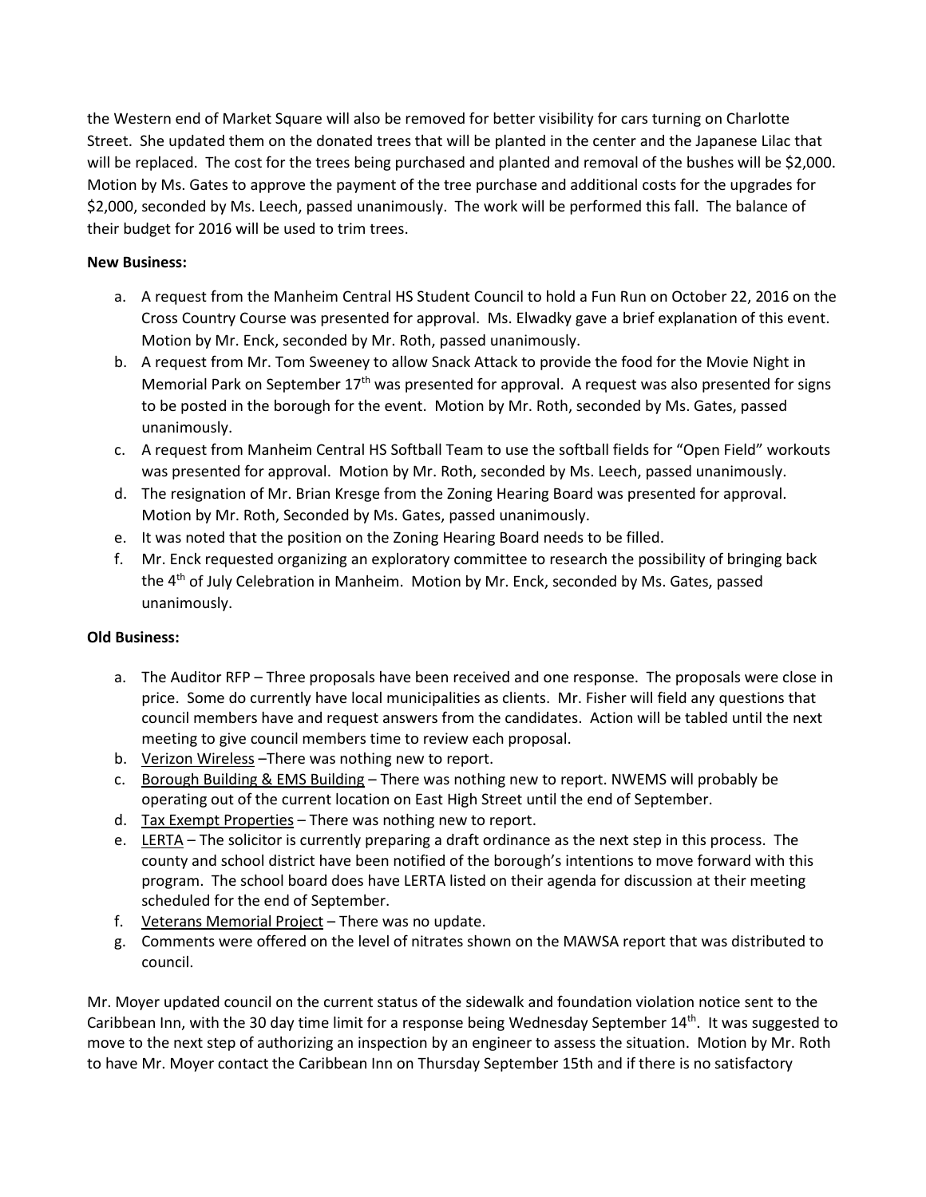the Western end of Market Square will also be removed for better visibility for cars turning on Charlotte Street. She updated them on the donated trees that will be planted in the center and the Japanese Lilac that will be replaced. The cost for the trees being purchased and planted and removal of the bushes will be $2,000. Motion by Ms. Gates to approve the payment of the tree purchase and additional costs for the upgrades for $2,000, seconded by Ms. Leech, passed unanimously. The work will be performed this fall. The balance of their budget for 2016 will be used to trim trees.

**New Business:**

a. A request from the Manheim Central HS Student Council to hold a Fun Run on October 22, 2016 on the Cross Country Course was presented for approval. Ms. Elwadky gave a brief explanation of this event. Motion by Mr. Enck, seconded by Mr. Roth, passed unanimously.
b. A request from Mr. Tom Sweeney to allow Snack Attack to provide the food for the Movie Night in Memorial Park on September 17th was presented for approval. A request was also presented for signs to be posted in the borough for the event. Motion by Mr. Roth, seconded by Ms. Gates, passed unanimously.
c. A request from Manheim Central HS Softball Team to use the softball fields for "Open Field" workouts was presented for approval. Motion by Mr. Roth, seconded by Ms. Leech, passed unanimously.
d. The resignation of Mr. Brian Kresge from the Zoning Hearing Board was presented for approval. Motion by Mr. Roth, Seconded by Ms. Gates, passed unanimously.
e. It was noted that the position on the Zoning Hearing Board needs to be filled.
f. Mr. Enck requested organizing an exploratory committee to research the possibility of bringing back the 4th of July Celebration in Manheim. Motion by Mr. Enck, seconded by Ms. Gates, passed unanimously.

**Old Business:**

a. The Auditor RFP – Three proposals have been received and one response. The proposals were close in price. Some do currently have local municipalities as clients. Mr. Fisher will field any questions that council members have and request answers from the candidates. Action will be tabled until the next meeting to give council members time to review each proposal.
b. Verizon Wireless –There was nothing new to report.
c. Borough Building & EMS Building – There was nothing new to report. NWEMS will probably be operating out of the current location on East High Street until the end of September.
d. Tax Exempt Properties – There was nothing new to report.
e. LERTA – The solicitor is currently preparing a draft ordinance as the next step in this process. The county and school district have been notified of the borough's intentions to move forward with this program. The school board does have LERTA listed on their agenda for discussion at their meeting scheduled for the end of September.
f. Veterans Memorial Project – There was no update.
g. Comments were offered on the level of nitrates shown on the MAWSA report that was distributed to council.

Mr. Moyer updated council on the current status of the sidewalk and foundation violation notice sent to the Caribbean Inn, with the 30 day time limit for a response being Wednesday September 14th. It was suggested to move to the next step of authorizing an inspection by an engineer to assess the situation. Motion by Mr. Roth to have Mr. Moyer contact the Caribbean Inn on Thursday September 15th and if there is no satisfactory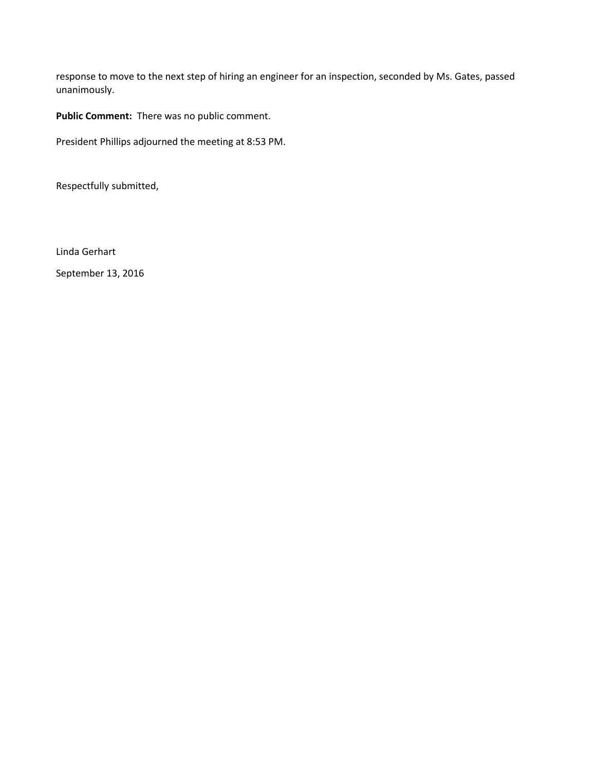response to move to the next step of hiring an engineer for an inspection, seconded by Ms. Gates, passed unanimously.

**Public Comment:** There was no public comment.

President Phillips adjourned the meeting at 8:53 PM.

Respectfully submitted,

Linda Gerhart

September 13, 2016